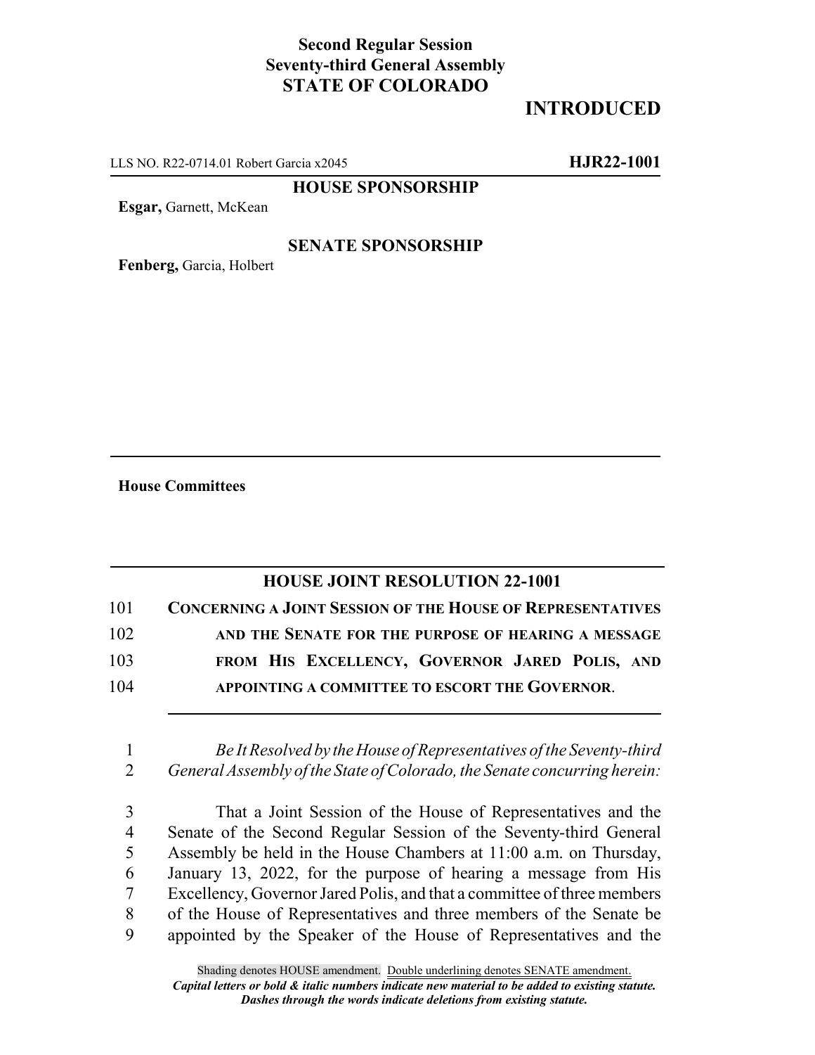**Second Regular Session**
**Seventy-third General Assembly**
**STATE OF COLORADO**

# INTRODUCED

LLS NO. R22-0714.01 Robert Garcia x2045 **HJR22-1001**

**HOUSE SPONSORSHIP**

**Esgar,** Garnett, McKean

**SENATE SPONSORSHIP**

**Fenberg,** Garcia, Holbert

---

**House Committees**

---

## HOUSE JOINT RESOLUTION 22-1001

101 **CONCERNING A JOINT SESSION OF THE HOUSE OF REPRESENTATIVES**
102 **AND THE SENATE FOR THE PURPOSE OF HEARING A MESSAGE**
103 **FROM HIS EXCELLENCY, GOVERNOR JARED POLIS, AND**
104 **APPOINTING A COMMITTEE TO ESCORT THE GOVERNOR.**

---

1 *Be It Resolved by the House of Representatives of the Seventy-third*
2 *General Assembly of the State of Colorado, the Senate concurring herein:*

3 That a Joint Session of the House of Representatives and the
4 Senate of the Second Regular Session of the Seventy-third General
5 Assembly be held in the House Chambers at 11:00 a.m. on Thursday,
6 January 13, 2022, for the purpose of hearing a message from His
7 Excellency, Governor Jared Polis, and that a committee of three members
8 of the House of Representatives and three members of the Senate be
9 appointed by the Speaker of the House of Representatives and the

Shading denotes HOUSE amendment. Double underlining denotes SENATE amendment.
*Capital letters or bold & italic numbers indicate new material to be added to existing statute.*
*Dashes through the words indicate deletions from existing statute.*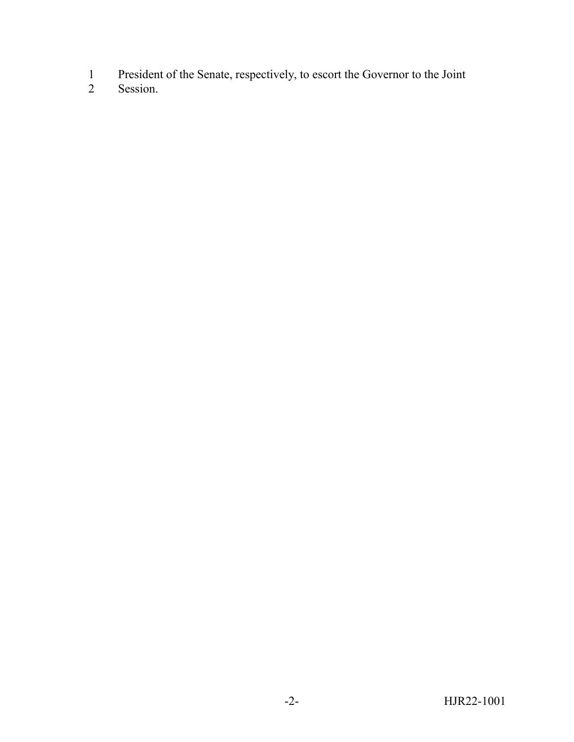President of the Senate, respectively, to escort the Governor to the Joint Session.